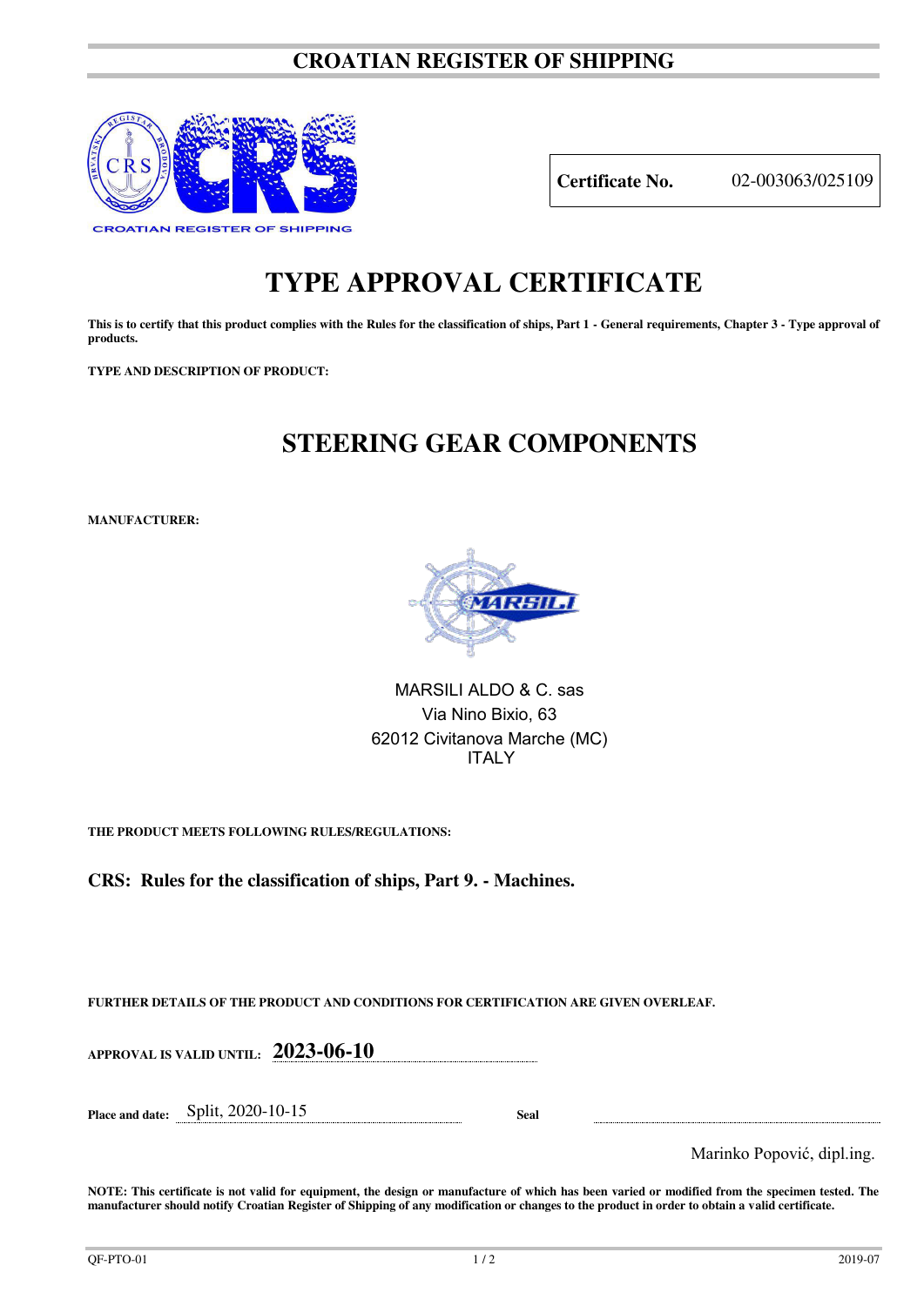# CROATIAN REGISTER OF SHIPPING

**Certificate No.** 02-003063/025109

# TYPE APPROVAL CERTIFICATE

**This is to certify that this product complies with the Rules for the classification of ships, Part 1 - General requirements, Chapter 3 - Type approval of products.**

**TYPE AND DESCRIPTION OF PRODUCT:**

## STEERING GEAR COMPONENTS

**MANUFACTURER:**

MARSILI ALDO & C. sas
Via Nino Bixio, 63
62012 Civitanova Marche (MC)
ITALY

**THE PRODUCT MEETS FOLLOWING RULES/REGULATIONS:**

**CRS: Rules for the classification of ships, Part 9. - Machines.**

**FURTHER DETAILS OF THE PRODUCT AND CONDITIONS FOR CERTIFICATION ARE GIVEN OVERLEAF.**

**APPROVAL IS VALID UNTIL:** **2023-06-10**

**Place and date:** Split, 2020-10-15

**Seal**

Marinko Popović, dipl.ing.

**NOTE: This certificate is not valid for equipment, the design or manufacture of which has been varied or modified from the specimen tested. The manufacturer should notify Croatian Register of Shipping of any modification or changes to the product in order to obtain a valid certificate.**

QF-PTO-01 2019-07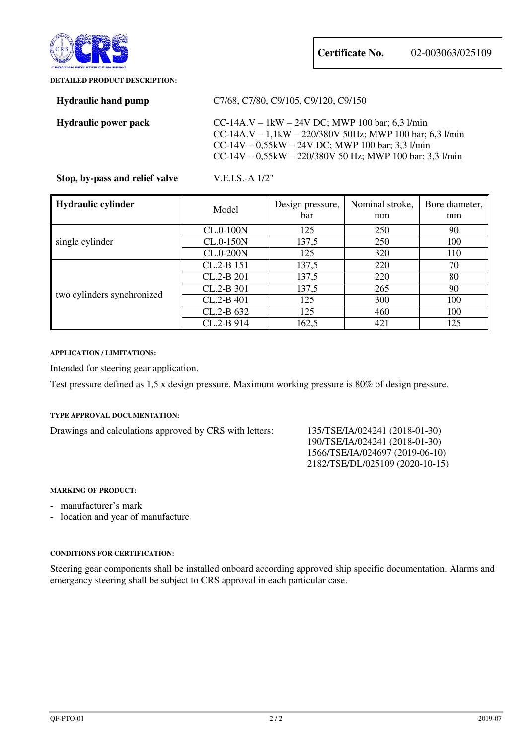**Certificate No.** 02-003063/025109

**DETAILED PRODUCT DESCRIPTION:**

| | |
|---|---|
| **Hydraulic hand pump** | C7/68, C7/80, C9/105, C9/120, C9/150 |
| **Hydraulic power pack** | CC-14A.V – 1kW – 24V DC; MWP 100 bar; 6,3 l/min<br>CC-14A.V – 1,1kW – 220/380V 50Hz; MWP 100 bar; 6,3 l/min<br>CC-14V – 0,55kW – 24V DC; MWP 100 bar; 3,3 l/min<br>CC-14V – 0,55kW – 220/380V 50 Hz; MWP 100 bar: 3,3 l/min |
| **Stop, by-pass and relief valve** | V.E.I.S.-A 1/2" |

| **Hydraulic cylinder** | Model | Design pressure, bar | Nominal stroke, mm | Bore diameter, mm |
|---|---|---|---|---|
| single cylinder | CL.0-100N | 125 | 250 | 90 |
| | CL.0-150N | 137,5 | 250 | 100 |
| | CL.0-200N | 125 | 320 | 110 |
| two cylinders synchronized | CL.2-B 151 | 137,5 | 220 | 70 |
| | CL.2-B 201 | 137,5 | 220 | 80 |
| | CL.2-B 301 | 137,5 | 265 | 90 |
| | CL.2-B 401 | 125 | 300 | 100 |
| | CL.2-B 632 | 125 | 460 | 100 |
| | CL.2-B 914 | 162,5 | 421 | 125 |

**APPLICATION / LIMITATIONS:**

Intended for steering gear application.

Test pressure defined as 1,5 x design pressure. Maximum working pressure is 80% of design pressure.

**TYPE APPROVAL DOCUMENTATION:**

Drawings and calculations approved by CRS with letters:

135/TSE/IA/024241 (2018-01-30)
190/TSE/IA/024241 (2018-01-30)
1566/TSE/IA/024697 (2019-06-10)
2182/TSE/DL/025109 (2020-10-15)

**MARKING OF PRODUCT:**

- manufacturer's mark
- location and year of manufacture

**CONDITIONS FOR CERTIFICATION:**

Steering gear components shall be installed onboard according approved ship specific documentation. Alarms and emergency steering shall be subject to CRS approval in each particular case.